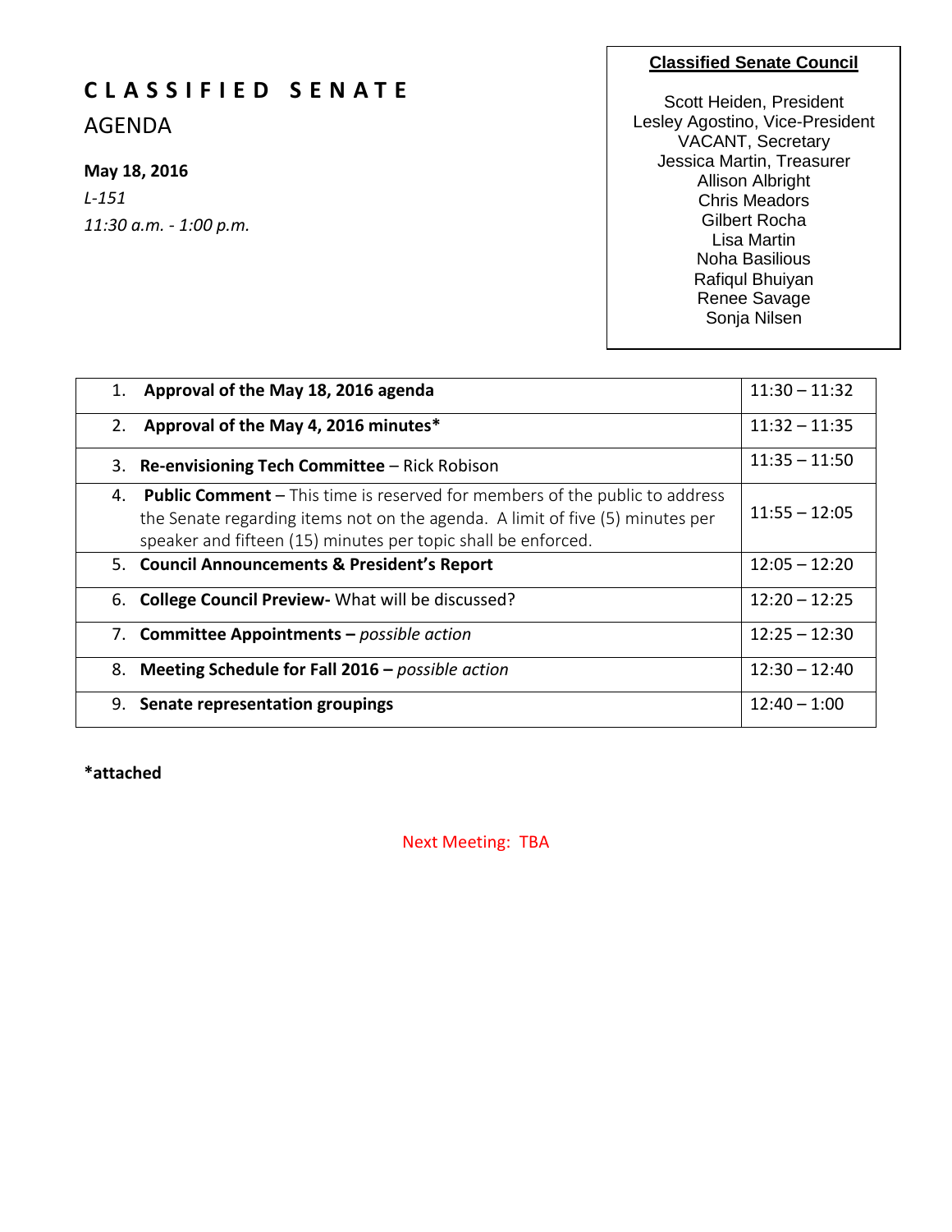# CLASSIFIED SENATE

## AGENDA

**May 18, 2016**

*L-151*

*11:30 a.m. - 1:00 p.m.*

**Classified Senate Council**

Scott Heiden, President
Lesley Agostino, Vice-President
VACANT, Secretary
Jessica Martin, Treasurer
Allison Albright
Chris Meadors
Gilbert Rocha
Lisa Martin
Noha Basilious
Rafiqul Bhuiyan
Renee Savage
Sonja Nilsen

| Item | Time |
|---|---|
| 1. **Approval of the May 18, 2016 agenda** | 11:30 – 11:32 |
| 2. **Approval of the May 4, 2016 minutes*** | 11:32 – 11:35 |
| 3. **Re-envisioning Tech Committee** – Rick Robison | 11:35 – 11:50 |
| 4. **Public Comment** – This time is reserved for members of the public to address the Senate regarding items not on the agenda. A limit of five (5) minutes per speaker and fifteen (15) minutes per topic shall be enforced. | 11:55 – 12:05 |
| 5. **Council Announcements & President's Report** | 12:05 – 12:20 |
| 6. **College Council Preview-** What will be discussed? | 12:20 – 12:25 |
| 7. **Committee Appointments –** *possible action* | 12:25 – 12:30 |
| 8. **Meeting Schedule for Fall 2016 –** *possible action* | 12:30 – 12:40 |
| 9. **Senate representation groupings** | 12:40 – 1:00 |

***attached**

Next Meeting: TBA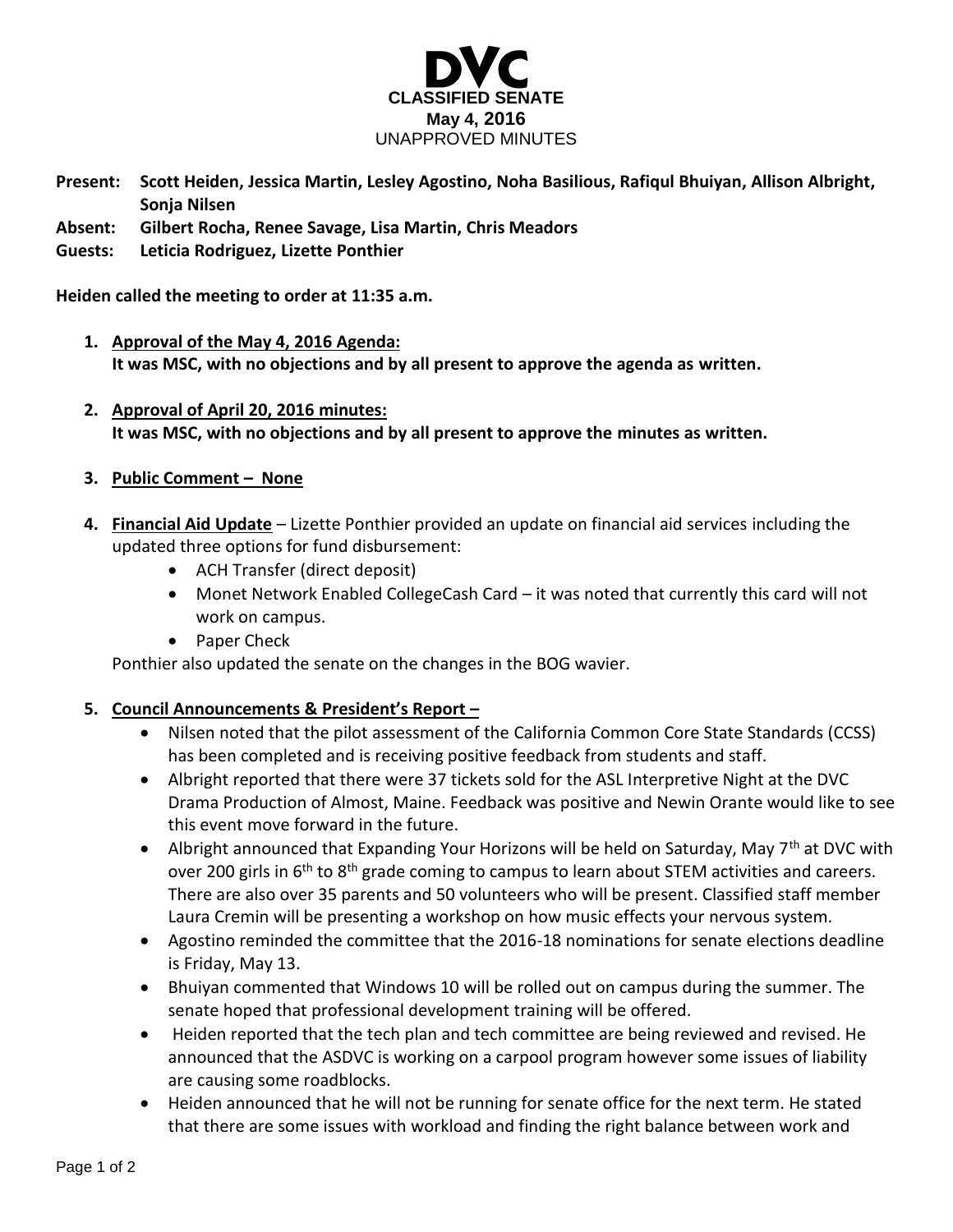# DVC
**CLASSIFIED SENATE**
**May 4, 2016**
UNAPPROVED MINUTES

**Present:** **Scott Heiden, Jessica Martin, Lesley Agostino, Noha Basilious, Rafiqul Bhuiyan, Allison Albright, Sonja Nilsen**
**Absent:** **Gilbert Rocha, Renee Savage, Lisa Martin, Chris Meadors**
**Guests:** **Leticia Rodriguez, Lizette Ponthier**

**Heiden called the meeting to order at 11:35 a.m.**

1. **Approval of the May 4, 2016 Agenda:**
   **It was MSC, with no objections and by all present to approve the agenda as written.**

2. **Approval of April 20, 2016 minutes:**
   **It was MSC, with no objections and by all present to approve the minutes as written.**

3. **Public Comment – None**

4. **Financial Aid Update** – Lizette Ponthier provided an update on financial aid services including the updated three options for fund disbursement:
   - ACH Transfer (direct deposit)
   - Monet Network Enabled CollegeCash Card – it was noted that currently this card will not work on campus.
   - Paper Check

   Ponthier also updated the senate on the changes in the BOG wavier.

5. **Council Announcements & President's Report –**
   - Nilsen noted that the pilot assessment of the California Common Core State Standards (CCSS) has been completed and is receiving positive feedback from students and staff.
   - Albright reported that there were 37 tickets sold for the ASL Interpretive Night at the DVC Drama Production of Almost, Maine. Feedback was positive and Newin Orante would like to see this event move forward in the future.
   - Albright announced that Expanding Your Horizons will be held on Saturday, May 7th at DVC with over 200 girls in 6th to 8th grade coming to campus to learn about STEM activities and careers. There are also over 35 parents and 50 volunteers who will be present. Classified staff member Laura Cremin will be presenting a workshop on how music effects your nervous system.
   - Agostino reminded the committee that the 2016-18 nominations for senate elections deadline is Friday, May 13.
   - Bhuiyan commented that Windows 10 will be rolled out on campus during the summer. The senate hoped that professional development training will be offered.
   - Heiden reported that the tech plan and tech committee are being reviewed and revised. He announced that the ASDVC is working on a carpool program however some issues of liability are causing some roadblocks.
   - Heiden announced that he will not be running for senate office for the next term. He stated that there are some issues with workload and finding the right balance between work and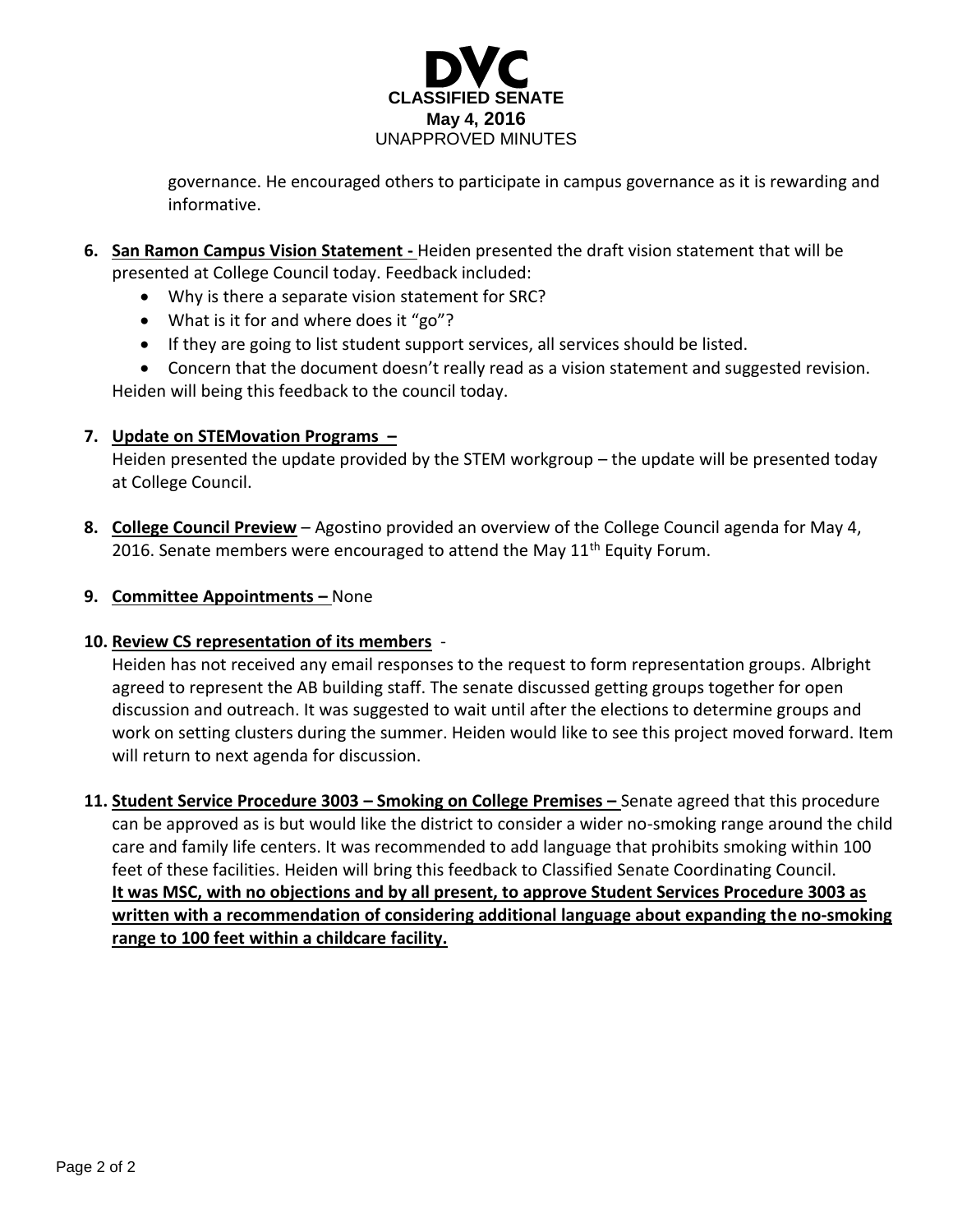governance. He encouraged others to participate in campus governance as it is rewarding and informative.

6. **San Ramon Campus Vision Statement -** Heiden presented the draft vision statement that will be presented at College Council today. Feedback included:
   - Why is there a separate vision statement for SRC?
   - What is it for and where does it "go"?
   - If they are going to list student support services, all services should be listed.
   - Concern that the document doesn't really read as a vision statement and suggested revision.

   Heiden will being this feedback to the council today.

7. **Update on STEMovation Programs –**
   Heiden presented the update provided by the STEM workgroup – the update will be presented today at College Council.

8. **College Council Preview** – Agostino provided an overview of the College Council agenda for May 4, 2016. Senate members were encouraged to attend the May 11th Equity Forum.

9. **Committee Appointments –** None

10. **Review CS representation of its members** -
    Heiden has not received any email responses to the request to form representation groups. Albright agreed to represent the AB building staff. The senate discussed getting groups together for open discussion and outreach. It was suggested to wait until after the elections to determine groups and work on setting clusters during the summer. Heiden would like to see this project moved forward. Item will return to next agenda for discussion.

11. **Student Service Procedure 3003 – Smoking on College Premises –** Senate agreed that this procedure can be approved as is but would like the district to consider a wider no-smoking range around the child care and family life centers. It was recommended to add language that prohibits smoking within 100 feet of these facilities. Heiden will bring this feedback to Classified Senate Coordinating Council.
    **It was MSC, with no objections and by all present, to approve Student Services Procedure 3003 as written with a recommendation of considering additional language about expanding the no-smoking range to 100 feet within a childcare facility.**